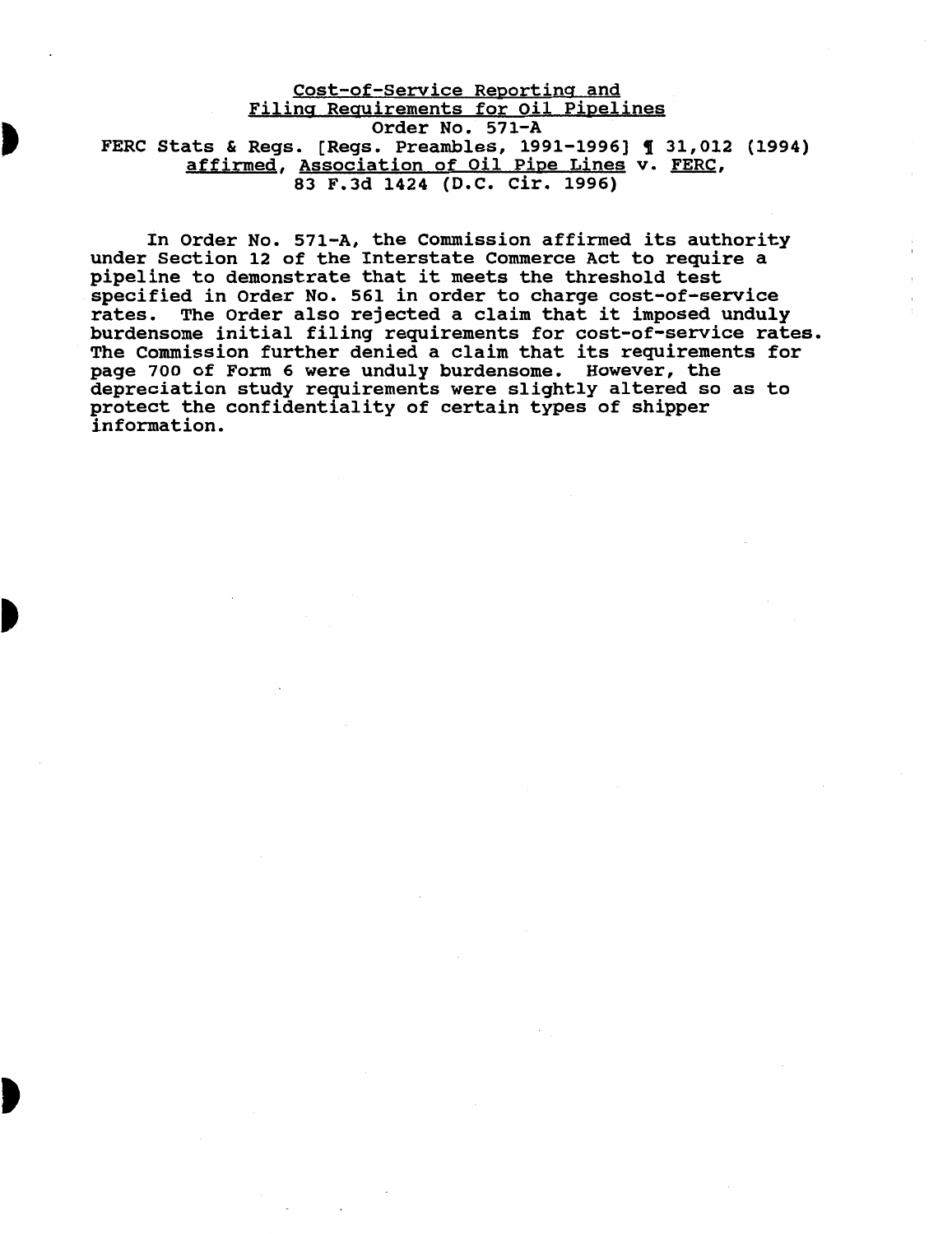<u>Cost-of-Service Reporting and</u>
<u>Filing Requirements for Oil Pipelines</u>
Order No. 571-A
FERC Stats & Regs. [Regs. Preambles, 1991-1996] ¶ 31,012 (1994)
<u>affirmed</u>, <u>Association of Oil Pipe Lines</u> v. <u>FERC</u>,
83 F.3d 1424 (D.C. Cir. 1996)

In Order No. 571-A, the Commission affirmed its authority under Section 12 of the Interstate Commerce Act to require a pipeline to demonstrate that it meets the threshold test specified in Order No. 561 in order to charge cost-of-service rates. The Order also rejected a claim that it imposed unduly burdensome initial filing requirements for cost-of-service rates. The Commission further denied a claim that its requirements for page 700 of Form 6 were unduly burdensome. However, the depreciation study requirements were slightly altered so as to protect the confidentiality of certain types of shipper information.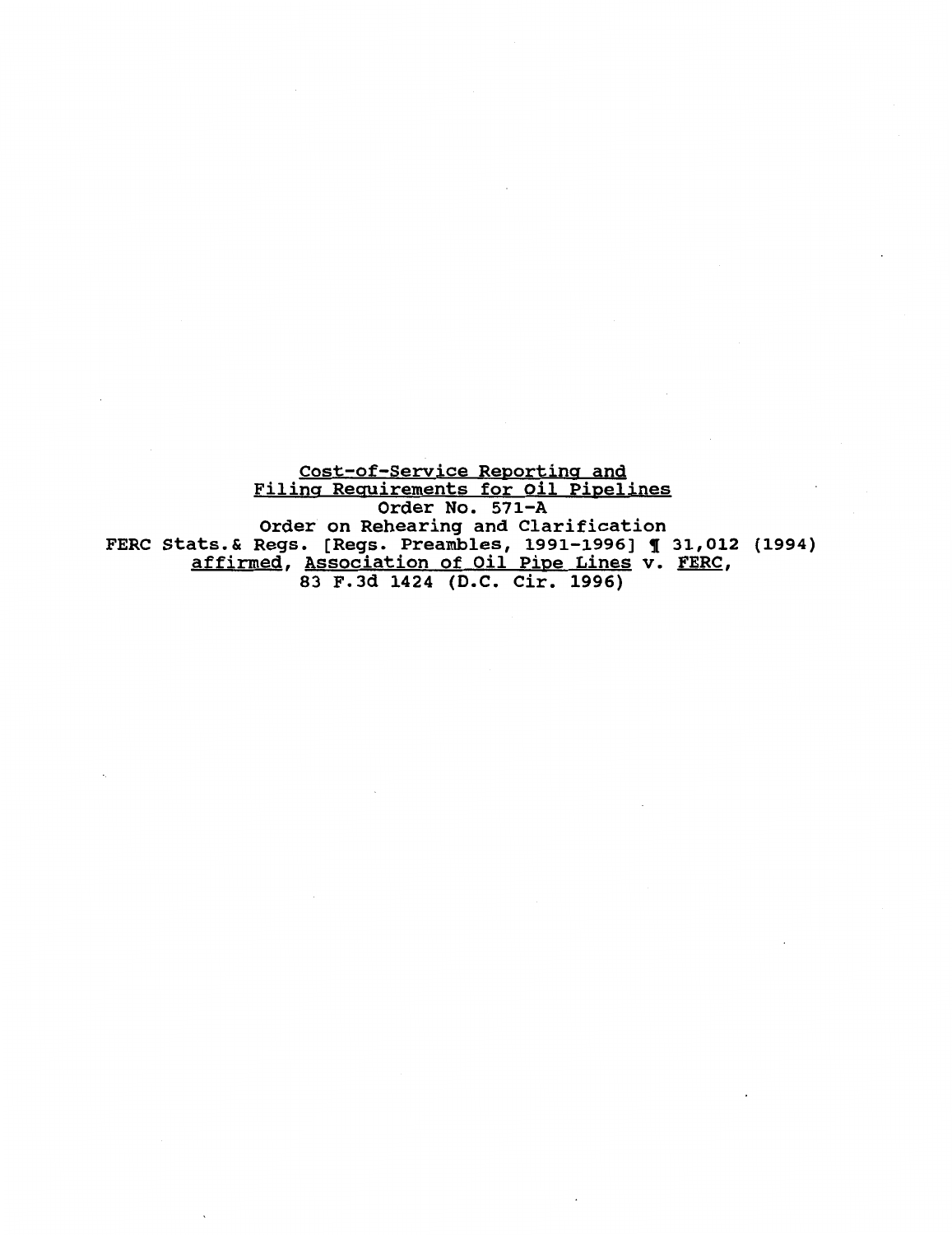<u>Cost-of-Service Reporting and</u>
<u>Filing Requirements for Oil Pipelines</u>
Order No. 571-A
Order on Rehearing and Clarification
FERC Stats.& Regs. [Regs. Preambles, 1991-1996] ¶ 31,012 (1994)
<u>affirmed</u>, <u>Association of Oil Pipe Lines</u> v. <u>FERC</u>,
83 F.3d 1424 (D.C. Cir. 1996)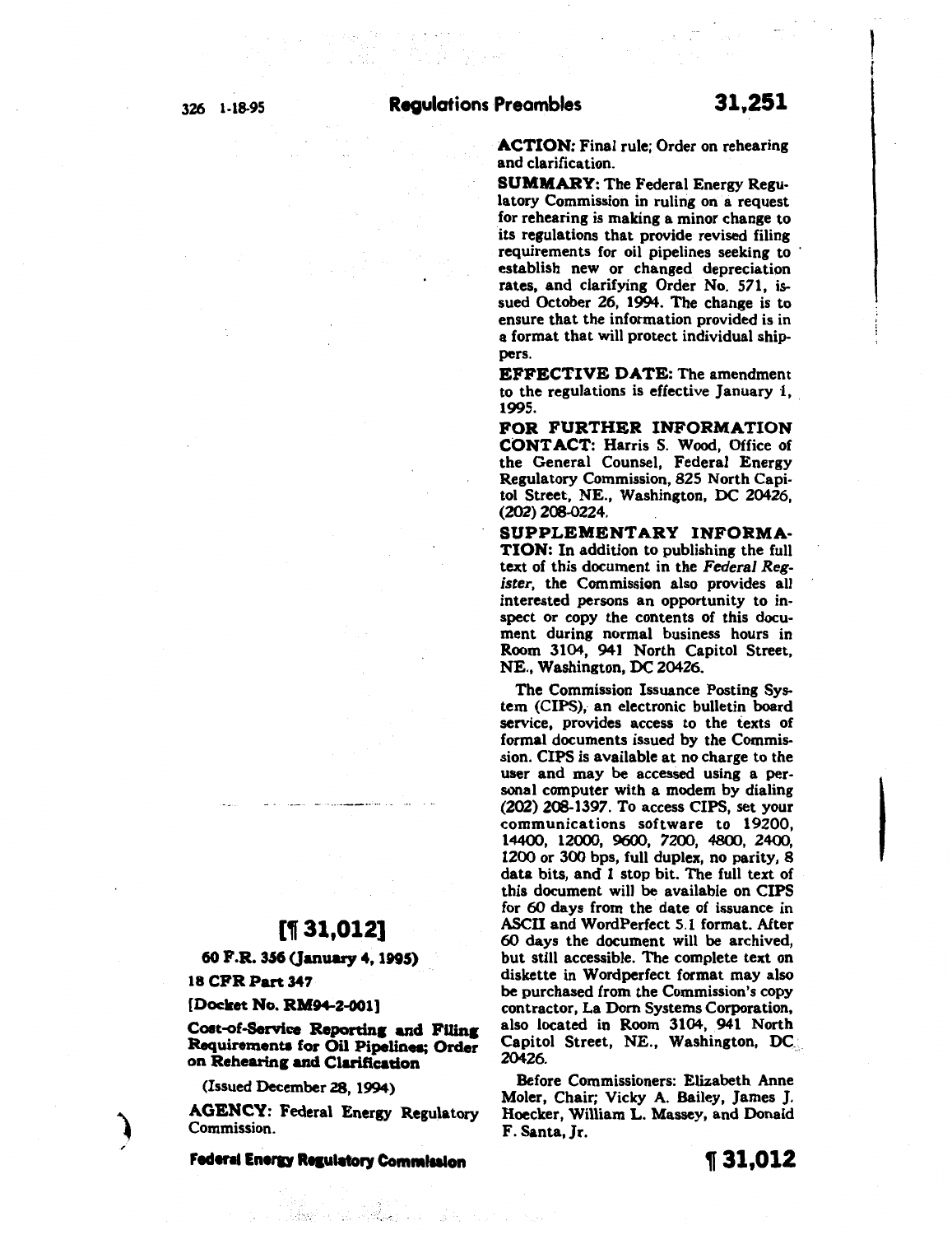**[¶ 31,012]**

**60 F.R. 356 (January 4, 1995)**

**18 CFR Part 347**

**[Docket No. RM94-2-001]**

**Cost-of-Service Reporting and Filing Requirements for Oil Pipelines; Order on Rehearing and Clarification**

(Issued December 28, 1994)

**AGENCY:** Federal Energy Regulatory Commission.

**ACTION:** Final rule; Order on rehearing and clarification.

**SUMMARY:** The Federal Energy Regulatory Commission in ruling on a request for rehearing is making a minor change to its regulations that provide revised filing requirements for oil pipelines seeking to establish new or changed depreciation rates, and clarifying Order No. 571, issued October 26, 1994. The change is to ensure that the information provided is in a format that will protect individual shippers.

**EFFECTIVE DATE:** The amendment to the regulations is effective January 1, 1995.

**FOR FURTHER INFORMATION CONTACT:** Harris S. Wood, Office of the General Counsel, Federal Energy Regulatory Commission, 825 North Capitol Street, NE., Washington, DC 20426, (202) 208-0224.

**SUPPLEMENTARY INFORMATION:** In addition to publishing the full text of this document in the *Federal Register*, the Commission also provides all interested persons an opportunity to inspect or copy the contents of this document during normal business hours in Room 3104, 941 North Capitol Street, NE., Washington, DC 20426.

The Commission Issuance Posting System (CIPS), an electronic bulletin board service, provides access to the texts of formal documents issued by the Commission. CIPS is available at no charge to the user and may be accessed using a personal computer with a modem by dialing (202) 208-1397. To access CIPS, set your communications software to 19200, 14400, 12000, 9600, 7200, 4800, 2400, 1200 or 300 bps, full duplex, no parity, 8 data bits, and 1 stop bit. The full text of this document will be available on CIPS for 60 days from the date of issuance in ASCII and WordPerfect 5.1 format. After 60 days the document will be archived, but still accessible. The complete text on diskette in Wordperfect format may also be purchased from the Commission's copy contractor, La Dorn Systems Corporation, also located in Room 3104, 941 North Capitol Street, NE., Washington, DC 20426.

Before Commissioners: Elizabeth Anne Moler, Chair; Vicky A. Bailey, James J. Hoecker, William L. Massey, and Donald F. Santa, Jr.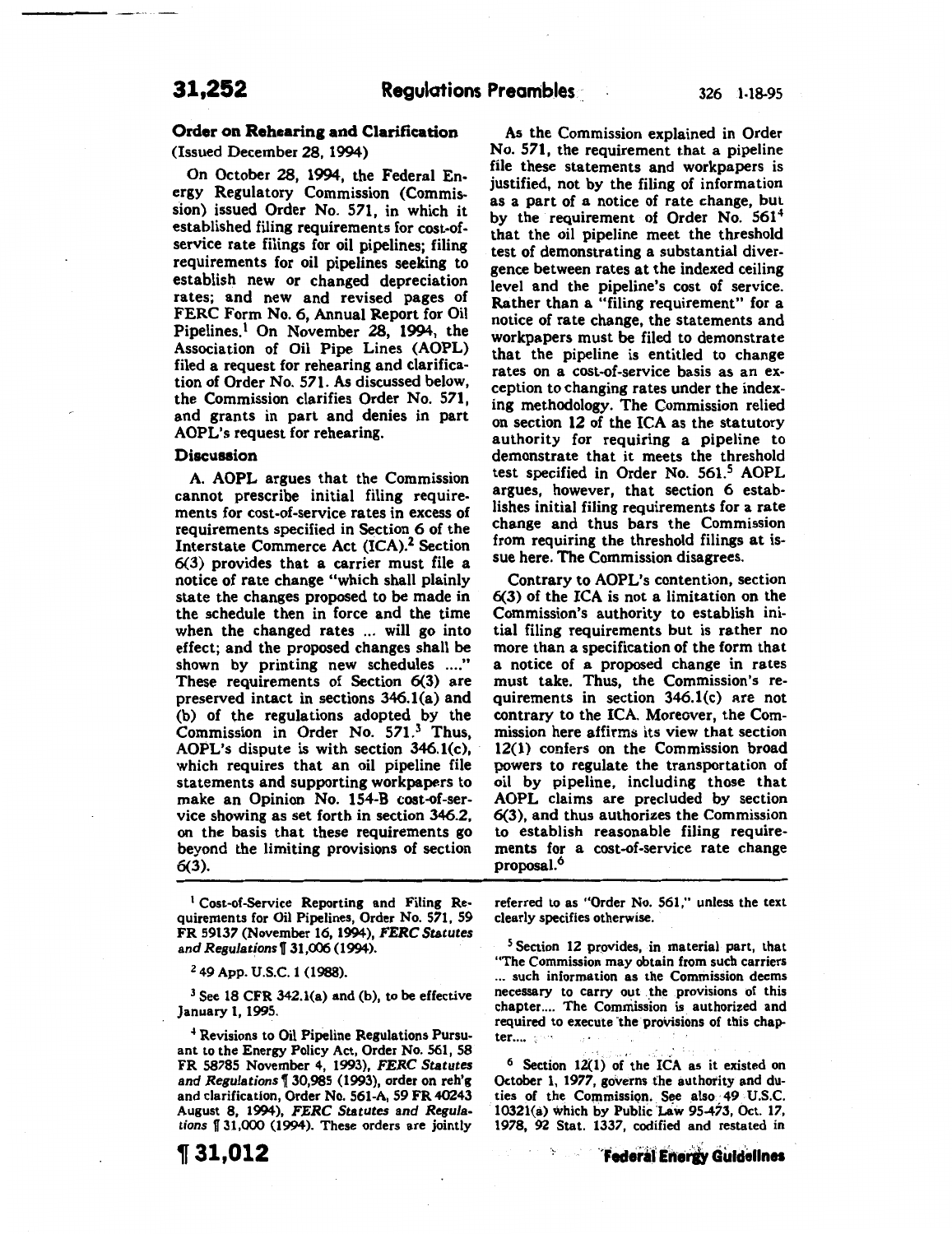## Order on Rehearing and Clarification

(Issued December 28, 1994)

On October 28, 1994, the Federal Energy Regulatory Commission (Commission) issued Order No. 571, in which it established filing requirements for cost-of-service rate filings for oil pipelines; filing requirements for oil pipelines seeking to establish new or changed depreciation rates; and new and revised pages of FERC Form No. 6, Annual Report for Oil Pipelines.[1] On November 28, 1994, the Association of Oil Pipe Lines (AOPL) filed a request for rehearing and clarification of Order No. 571. As discussed below, the Commission clarifies Order No. 571, and grants in part and denies in part AOPL's request for rehearing.

### Discussion

A. AOPL argues that the Commission cannot prescribe initial filing requirements for cost-of-service rates in excess of requirements specified in Section 6 of the Interstate Commerce Act (ICA).[2] Section 6(3) provides that a carrier must file a notice of rate change "which shall plainly state the changes proposed to be made in the schedule then in force and the time when the changed rates ... will go into effect; and the proposed changes shall be shown by printing new schedules ...." These requirements of Section 6(3) are preserved intact in sections 346.1(a) and (b) of the regulations adopted by the Commission in Order No. 571.[3] Thus, AOPL's dispute is with section 346.1(c), which requires that an oil pipeline file statements and supporting workpapers to make an Opinion No. 154-B cost-of-service showing as set forth in section 346.2, on the basis that these requirements go beyond the limiting provisions of section 6(3).

As the Commission explained in Order No. 571, the requirement that a pipeline file these statements and workpapers is justified, not by the filing of information as a part of a notice of rate change, but by the requirement of Order No. 561[4] that the oil pipeline meet the threshold test of demonstrating a substantial divergence between rates at the indexed ceiling level and the pipeline's cost of service. Rather than a "filing requirement" for a notice of rate change, the statements and workpapers must be filed to demonstrate that the pipeline is entitled to change rates on a cost-of-service basis as an exception to changing rates under the indexing methodology. The Commission relied on section 12 of the ICA as the statutory authority for requiring a pipeline to demonstrate that it meets the threshold test specified in Order No. 561.[5] AOPL argues, however, that section 6 establishes initial filing requirements for a rate change and thus bars the Commission from requiring the threshold filings at issue here. The Commission disagrees.

Contrary to AOPL's contention, section 6(3) of the ICA is not a limitation on the Commission's authority to establish initial filing requirements but is rather no more than a specification of the form that a notice of a proposed change in rates must take. Thus, the Commission's requirements in section 346.1(c) are not contrary to the ICA. Moreover, the Commission here affirms its view that section 12(1) confers on the Commission broad powers to regulate the transportation of oil by pipeline, including those that AOPL claims are precluded by section 6(3), and thus authorizes the Commission to establish reasonable filing requirements for a cost-of-service rate change proposal.[6]

---

[1] Cost-of-Service Reporting and Filing Requirements for Oil Pipelines, Order No. 571, 59 FR 59137 (November 16, 1994), *FERC Statutes and Regulations* ¶ 31,006 (1994).

[2] 49 App. U.S.C. 1 (1988).

[3] See 18 CFR 342.1(a) and (b), to be effective January 1, 1995.

[4] Revisions to Oil Pipeline Regulations Pursuant to the Energy Policy Act, Order No. 561, 58 FR 58785 November 4, 1993), *FERC Statutes and Regulations* ¶ 30,985 (1993), order on reh'g and clarification, Order No. 561-A, 59 FR 40243 August 8, 1994), *FERC Statutes and Regulations* ¶ 31,000 (1994). These orders are jointly referred to as "Order No. 561," unless the text clearly specifies otherwise.

[5] Section 12 provides, in material part, that "The Commission may obtain from such carriers ... such information as the Commission deems necessary to carry out the provisions of this chapter.... The Commission is authorized and required to execute the provisions of this chapter....

[6] Section 12(1) of the ICA as it existed on October 1, 1977, governs the authority and duties of the Commission. See also 49 U.S.C. 10321(a) which by Public Law 95-473, Oct. 17, 1978, 92 Stat. 1337, codified and restated in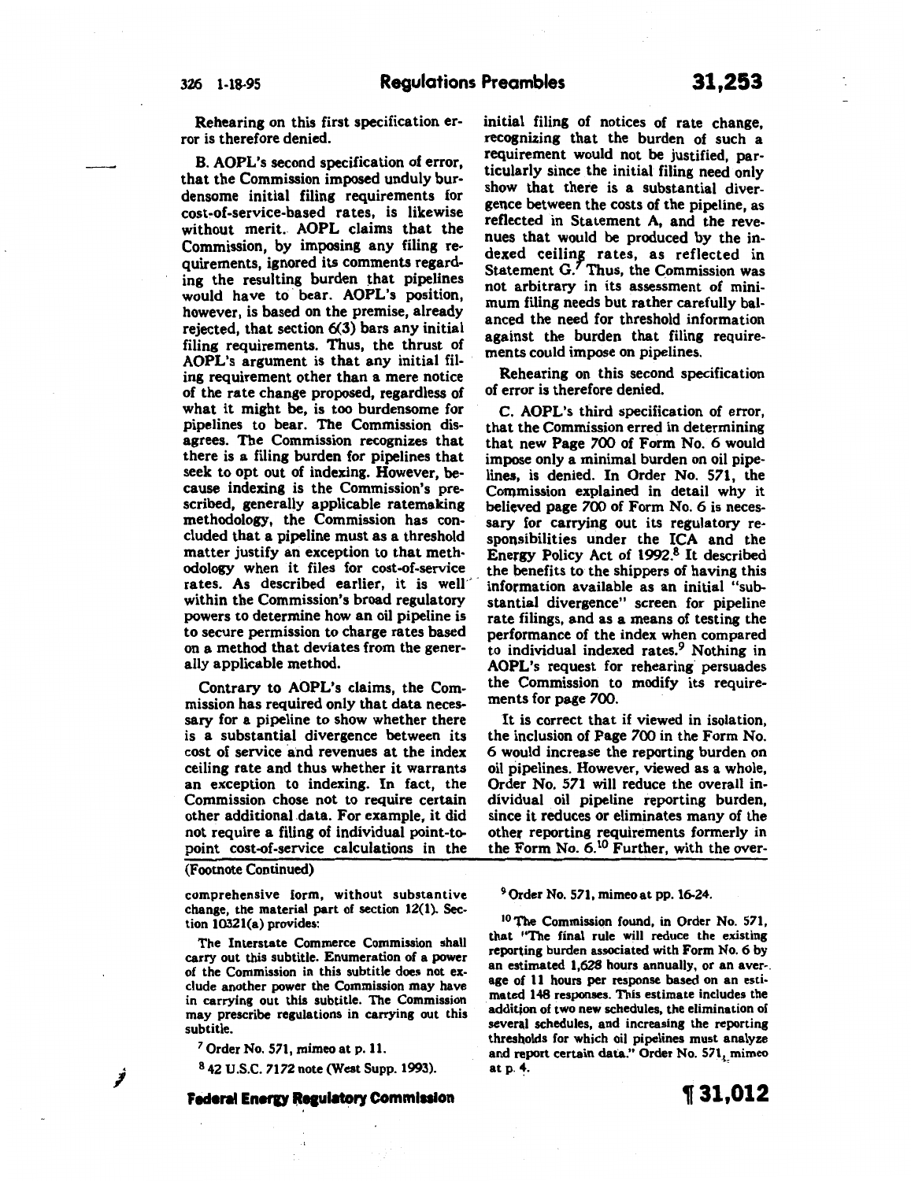Rehearing on this first specification error is therefore denied.

B. AOPL's second specification of error, that the Commission imposed unduly burdensome initial filing requirements for cost-of-service-based rates, is likewise without merit. AOPL claims that the Commission, by imposing any filing requirements, ignored its comments regarding the resulting burden that pipelines would have to bear. AOPL's position, however, is based on the premise, already rejected, that section 6(3) bars any initial filing requirements. Thus, the thrust of AOPL's argument is that any initial filing requirement other than a mere notice of the rate change proposed, regardless of what it might be, is too burdensome for pipelines to bear. The Commission disagrees. The Commission recognizes that there is a filing burden for pipelines that seek to opt out of indexing. However, because indexing is the Commission's prescribed, generally applicable ratemaking methodology, the Commission has concluded that a pipeline must as a threshold matter justify an exception to that methodology when it files for cost-of-service rates. As described earlier, it is well within the Commission's broad regulatory powers to determine how an oil pipeline is to secure permission to charge rates based on a method that deviates from the generally applicable method.

Contrary to AOPL's claims, the Commission has required only that data necessary for a pipeline to show whether there is a substantial divergence between its cost of service and revenues at the index ceiling rate and thus whether it warrants an exception to indexing. In fact, the Commission chose not to require certain other additional data. For example, it did not require a filing of individual point-to-point cost-of-service calculations in the initial filing of notices of rate change, recognizing that the burden of such a requirement would not be justified, particularly since the initial filing need only show that there is a substantial divergence between the costs of the pipeline, as reflected in Statement A, and the revenues that would be produced by the indexed ceiling rates, as reflected in Statement G.[7] Thus, the Commission was not arbitrary in its assessment of minimum filing needs but rather carefully balanced the need for threshold information against the burden that filing requirements could impose on pipelines.

Rehearing on this second specification of error is therefore denied.

C. AOPL's third specification of error, that the Commission erred in determining that new Page 700 of Form No. 6 would impose only a minimal burden on oil pipelines, is denied. In Order No. 571, the Commission explained in detail why it believed page 700 of Form No. 6 is necessary for carrying out its regulatory responsibilities under the ICA and the Energy Policy Act of 1992.[8] It described the benefits to the shippers of having this information available as an initial "substantial divergence" screen for pipeline rate filings, and as a means of testing the performance of the index when compared to individual indexed rates.[9] Nothing in AOPL's request for rehearing persuades the Commission to modify its requirements for page 700.

It is correct that if viewed in isolation, the inclusion of Page 700 in the Form No. 6 would increase the reporting burden on oil pipelines. However, viewed as a whole, Order No. 571 will reduce the overall individual oil pipeline reporting burden, since it reduces or eliminates many of the other reporting requirements formerly in the Form No. 6.[10] Further, with the over-

---

(Footnote Continued)

comprehensive form, without substantive change, the material part of section 12(1). Section 10321(a) provides:

> The Interstate Commerce Commission shall carry out this subtitle. Enumeration of a power of the Commission in this subtitle does not exclude another power the Commission may have in carrying out this subtitle. The Commission may prescribe regulations in carrying out this subtitle.

[7] Order No. 571, mimeo at p. 11.

[8] 42 U.S.C. 7172 note (West Supp. 1993).

[9] Order No. 571, mimeo at pp. 16-24.

[10] The Commission found, in Order No. 571, that "The final rule will reduce the existing reporting burden associated with Form No. 6 by an estimated 1,628 hours annually, or an average of 11 hours per response based on an estimated 148 responses. This estimate includes the addition of two new schedules, the elimination of several schedules, and increasing the reporting thresholds for which oil pipelines must analyze and report certain data." Order No. 571, mimeo at p. 4.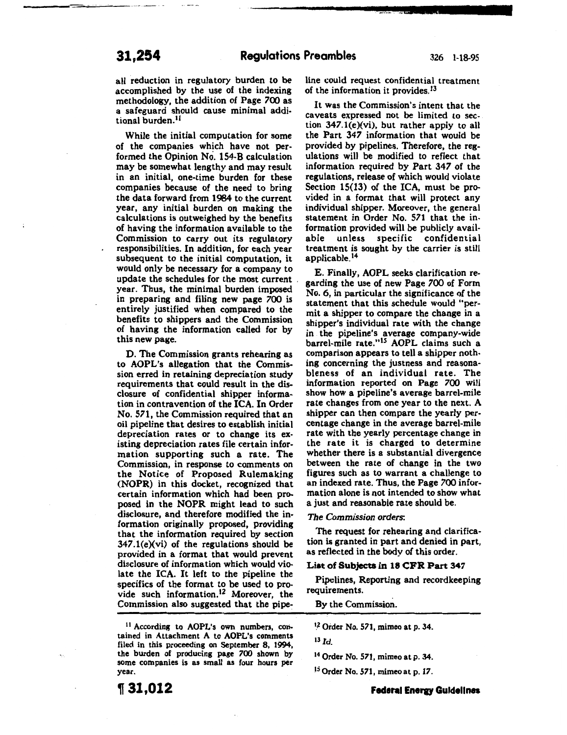all reduction in regulatory burden to be accomplished by the use of the indexing methodology, the addition of Page 700 as a safeguard should cause minimal additional burden.[11]

While the initial computation for some of the companies which have not performed the Opinion No. 154-B calculation may be somewhat lengthy and may result in an initial, one-time burden for these companies because of the need to bring the data forward from 1984 to the current year, any initial burden on making the calculations is outweighed by the benefits of having the information available to the Commission to carry out its regulatory responsibilities. In addition, for each year subsequent to the initial computation, it would only be necessary for a company to update the schedules for the most current year. Thus, the minimal burden imposed in preparing and filing new page 700 is entirely justified when compared to the benefits to shippers and the Commission of having the information called for by this new page.

D. The Commission grants rehearing as to AOPL's allegation that the Commission erred in retaining depreciation study requirements that could result in the disclosure of confidential shipper information in contravention of the ICA. In Order No. 571, the Commission required that an oil pipeline that desires to establish initial depreciation rates or to change its existing depreciation rates file certain information supporting such a rate. The Commission, in response to comments on the Notice of Proposed Rulemaking (NOPR) in this docket, recognized that certain information which had been proposed in the NOPR might lead to such disclosure, and therefore modified the information originally proposed, providing that the information required by section 347.1(e)(vi) of the regulations should be provided in a format that would prevent disclosure of information which would violate the ICA. It left to the pipeline the specifics of the format to be used to provide such information.[12] Moreover, the Commission also suggested that the pipeline could request confidential treatment of the information it provides.[13]

It was the Commission's intent that the caveats expressed not be limited to section 347.1(e)(vi), but rather apply to all the Part 347 information that would be provided by pipelines. Therefore, the regulations will be modified to reflect that information required by Part 347 of the regulations, release of which would violate Section 15(13) of the ICA, must be provided in a format that will protect any individual shipper. Moreover, the general statement in Order No. 571 that the information provided will be publicly available unless specific confidential treatment is sought by the carrier is still applicable.[14]

E. Finally, AOPL seeks clarification regarding the use of new Page 700 of Form No. 6, in particular the significance of the statement that this schedule would "permit a shipper to compare the change in a shipper's individual rate with the change in the pipeline's average company-wide barrel-mile rate."[15] AOPL claims such a comparison appears to tell a shipper nothing concerning the justness and reasonableness of an individual rate. The information reported on Page 700 will show how a pipeline's average barrel-mile rate changes from one year to the next. A shipper can then compare the yearly percentage change in the average barrel-mile rate with the yearly percentage change in the rate it is charged to determine whether there is a substantial divergence between the rate of change in the two figures such as to warrant a challenge to an indexed rate. Thus, the Page 700 information alone is not intended to show what a just and reasonable rate should be.

*The Commission orders*:

The request for rehearing and clarification is granted in part and denied in part, as reflected in the body of this order.

**List of Subjects in 18 CFR Part 347**

Pipelines, Reporting and recordkeeping requirements.

By the Commission.

---

[11] According to AOPL's own numbers, contained in Attachment A to AOPL's comments filed in this proceeding on September 8, 1994, the burden of producing page 700 shown by some companies is as small as four hours per year.

[12] Order No. 571, mimeo at p. 34.

[13] *Id.*

[14] Order No. 571, mimeo at p. 34.

[15] Order No. 571, mimeo at p. 17.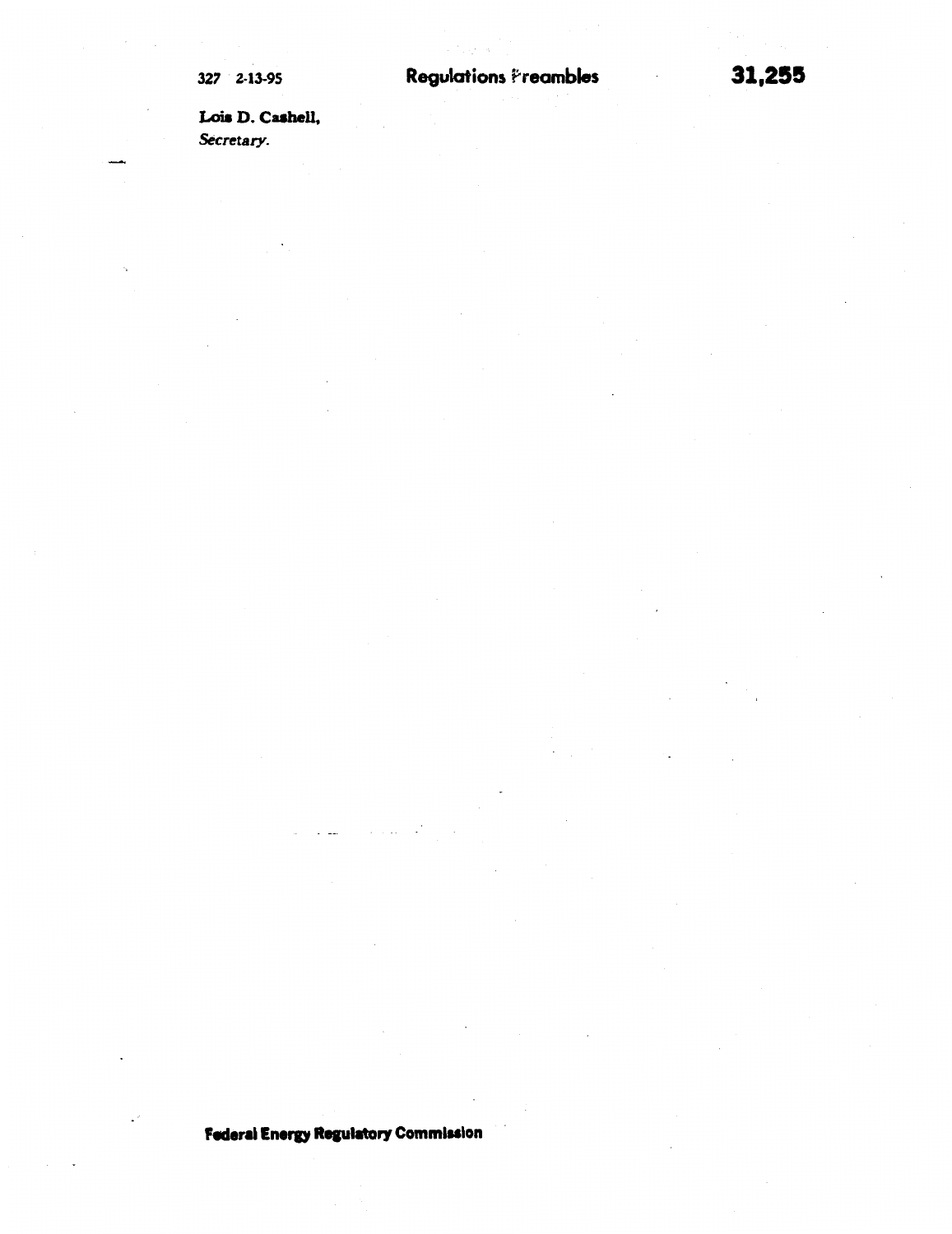**Lois D. Cashell,**
*Secretary.*